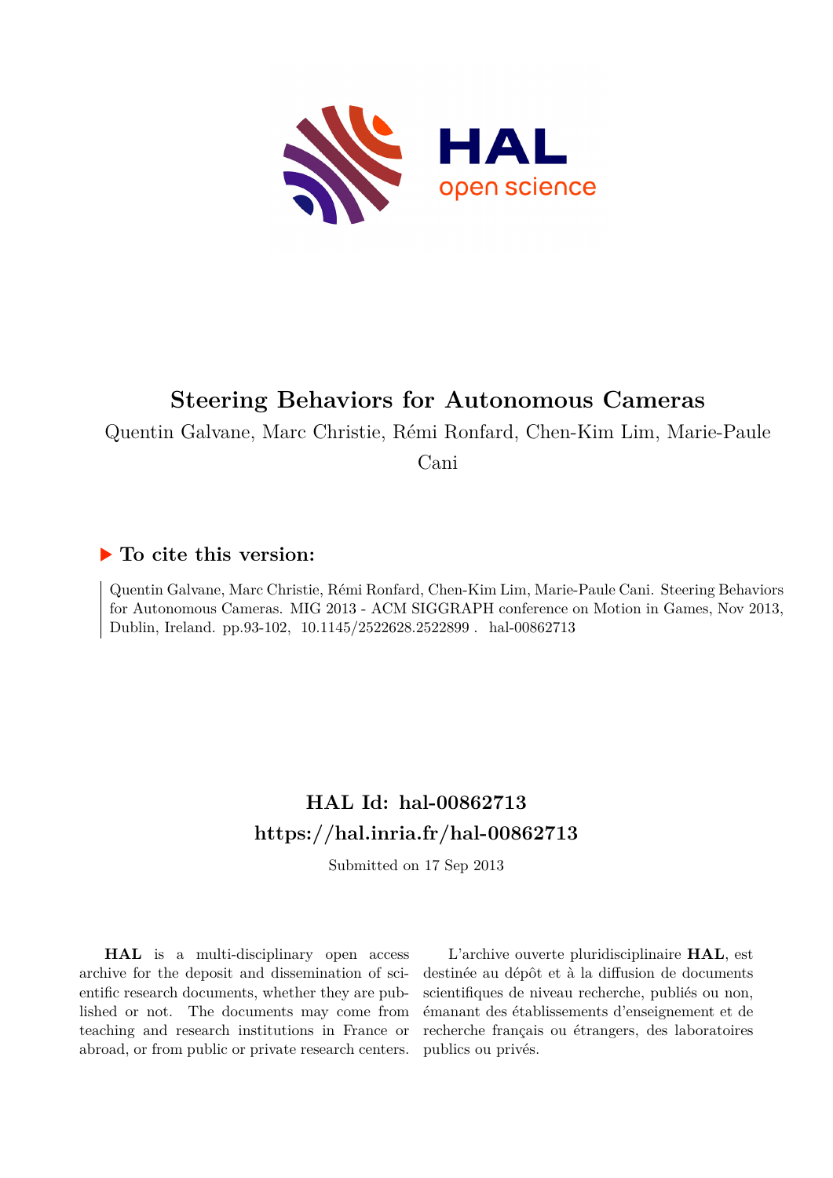# Steering Behaviors for Autonomous Cameras

Quentin Galvane, Marc Christie, Rémi Ronfard, Chen-Kim Lim, Marie-Paule Cani

### ▶ To cite this version:

Quentin Galvane, Marc Christie, Rémi Ronfard, Chen-Kim Lim, Marie-Paule Cani. Steering Behaviors for Autonomous Cameras. MIG 2013 - ACM SIGGRAPH conference on Motion in Games, Nov 2013, Dublin, Ireland. pp.93-102, 10.1145/2522628.2522899. hal-00862713

## HAL Id: hal-00862713
## https://hal.inria.fr/hal-00862713

Submitted on 17 Sep 2013

**HAL** is a multi-disciplinary open access archive for the deposit and dissemination of scientific research documents, whether they are published or not. The documents may come from teaching and research institutions in France or abroad, or from public or private research centers.

L'archive ouverte pluridisciplinaire **HAL**, est destinée au dépôt et à la diffusion de documents scientifiques de niveau recherche, publiés ou non, émanant des établissements d'enseignement et de recherche français ou étrangers, des laboratoires publics ou privés.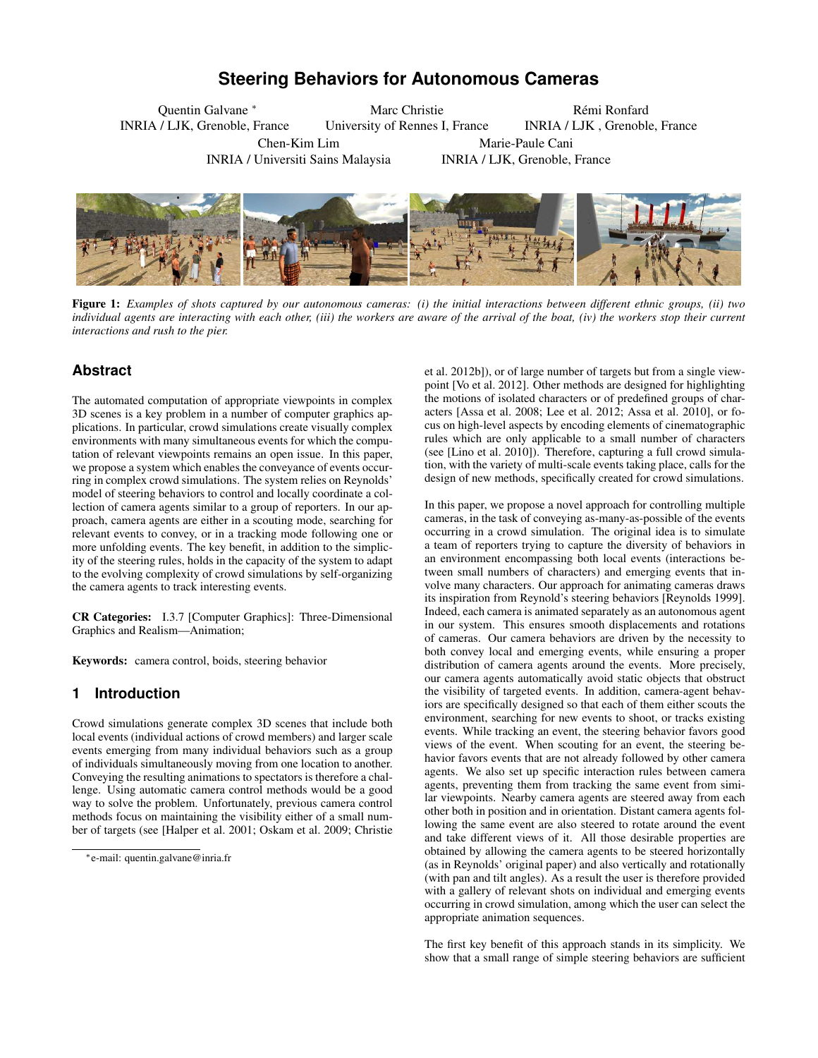# Steering Behaviors for Autonomous Cameras

Quentin Galvane [*]
INRIA / LJK, Grenoble, France

Marc Christie
University of Rennes I, France

Rémi Ronfard
INRIA / LJK , Grenoble, France

Chen-Kim Lim
INRIA / Universiti Sains Malaysia

Marie-Paule Cani
INRIA / LJK, Grenoble, France

**Figure 1:** *Examples of shots captured by our autonomous cameras: (i) the initial interactions between different ethnic groups, (ii) two individual agents are interacting with each other, (iii) the workers are aware of the arrival of the boat, (iv) the workers stop their current interactions and rush to the pier.*

## Abstract

The automated computation of appropriate viewpoints in complex 3D scenes is a key problem in a number of computer graphics applications. In particular, crowd simulations create visually complex environments with many simultaneous events for which the computation of relevant viewpoints remains an open issue. In this paper, we propose a system which enables the conveyance of events occurring in complex crowd simulations. The system relies on Reynolds' model of steering behaviors to control and locally coordinate a collection of camera agents similar to a group of reporters. In our approach, camera agents are either in a scouting mode, searching for relevant events to convey, or in a tracking mode following one or more unfolding events. The key benefit, in addition to the simplicity of the steering rules, holds in the capacity of the system to adapt to the evolving complexity of crowd simulations by self-organizing the camera agents to track interesting events.

**CR Categories:** I.3.7 [Computer Graphics]: Three-Dimensional Graphics and Realism—Animation;

**Keywords:** camera control, boids, steering behavior

## 1 Introduction

Crowd simulations generate complex 3D scenes that include both local events (individual actions of crowd members) and larger scale events emerging from many individual behaviors such as a group of individuals simultaneously moving from one location to another. Conveying the resulting animations to spectators is therefore a challenge. Using automatic camera control methods would be a good way to solve the problem. Unfortunately, previous camera control methods focus on maintaining the visibility either of a small number of targets (see [Halper et al. 2001; Oskam et al. 2009; Christie et al. 2012b]), or of large number of targets but from a single viewpoint [Vo et al. 2012]. Other methods are designed for highlighting the motions of isolated characters or of predefined groups of characters [Assa et al. 2008; Lee et al. 2012; Assa et al. 2010], or focus on high-level aspects by encoding elements of cinematographic rules which are only applicable to a small number of characters (see [Lino et al. 2010]). Therefore, capturing a full crowd simulation, with the variety of multi-scale events taking place, calls for the design of new methods, specifically created for crowd simulations.

In this paper, we propose a novel approach for controlling multiple cameras, in the task of conveying as-many-as-possible of the events occurring in a crowd simulation. The original idea is to simulate a team of reporters trying to capture the diversity of behaviors in an environment encompassing both local events (interactions between small numbers of characters) and emerging events that involve many characters. Our approach for animating cameras draws its inspiration from Reynold's steering behaviors [Reynolds 1999]. Indeed, each camera is animated separately as an autonomous agent in our system. This ensures smooth displacements and rotations of cameras. Our camera behaviors are driven by the necessity to both convey local and emerging events, while ensuring a proper distribution of camera agents around the events. More precisely, our camera agents automatically avoid static objects that obstruct the visibility of targeted events. In addition, camera-agent behaviors are specifically designed so that each of them either scouts the environment, searching for new events to shoot, or tracks existing events. While tracking an event, the steering behavior favors good views of the event. When scouting for an event, the steering behavior favors events that are not already followed by other camera agents. We also set up specific interaction rules between camera agents, preventing them from tracking the same event from similar viewpoints. Nearby camera agents are steered away from each other both in position and in orientation. Distant camera agents following the same event are also steered to rotate around the event and take different views of it. All those desirable properties are obtained by allowing the camera agents to be steered horizontally (as in Reynolds' original paper) and also vertically and rotationally (with pan and tilt angles). As a result the user is therefore provided with a gallery of relevant shots on individual and emerging events occurring in crowd simulation, among which the user can select the appropriate animation sequences.

The first key benefit of this approach stands in its simplicity. We show that a small range of simple steering behaviors are sufficient

[*] e-mail: quentin.galvane@inria.fr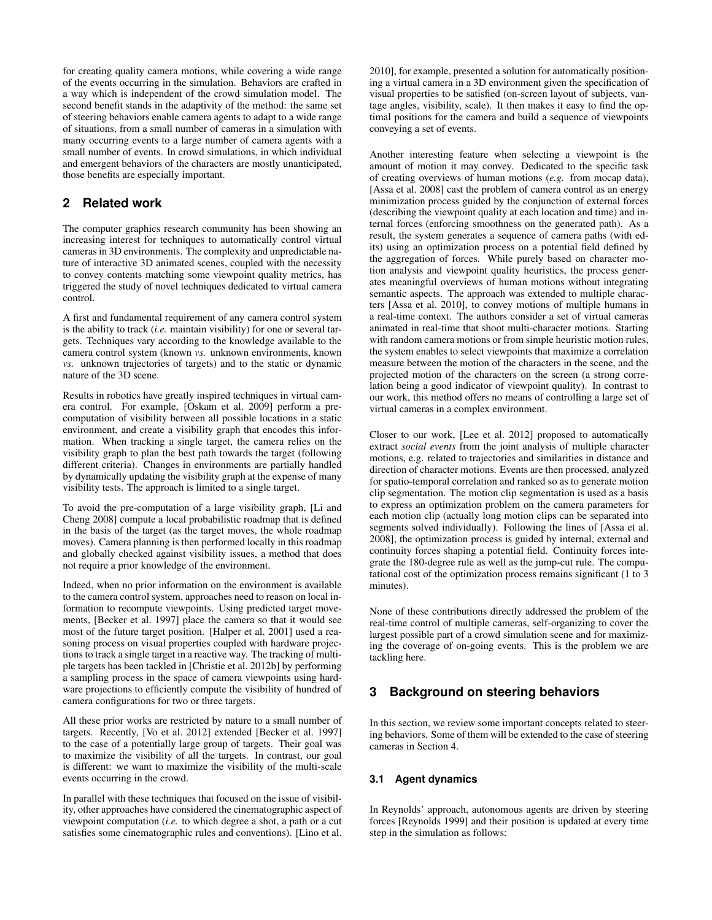for creating quality camera motions, while covering a wide range of the events occurring in the simulation. Behaviors are crafted in a way which is independent of the crowd simulation model. The second benefit stands in the adaptivity of the method: the same set of steering behaviors enable camera agents to adapt to a wide range of situations, from a small number of cameras in a simulation with many occurring events to a large number of camera agents with a small number of events. In crowd simulations, in which individual and emergent behaviors of the characters are mostly unanticipated, those benefits are especially important.

## 2 Related work

The computer graphics research community has been showing an increasing interest for techniques to automatically control virtual cameras in 3D environments. The complexity and unpredictable nature of interactive 3D animated scenes, coupled with the necessity to convey contents matching some viewpoint quality metrics, has triggered the study of novel techniques dedicated to virtual camera control.

A first and fundamental requirement of any camera control system is the ability to track (*i.e.* maintain visibility) for one or several targets. Techniques vary according to the knowledge available to the camera control system (known *vs.* unknown environments, known *vs.* unknown trajectories of targets) and to the static or dynamic nature of the 3D scene.

Results in robotics have greatly inspired techniques in virtual camera control. For example, [Oskam et al. 2009] perform a pre-computation of visibility between all possible locations in a static environment, and create a visibility graph that encodes this information. When tracking a single target, the camera relies on the visibility graph to plan the best path towards the target (following different criteria). Changes in environments are partially handled by dynamically updating the visibility graph at the expense of many visibility tests. The approach is limited to a single target.

To avoid the pre-computation of a large visibility graph, [Li and Cheng 2008] compute a local probabilistic roadmap that is defined in the basis of the target (as the target moves, the whole roadmap moves). Camera planning is then performed locally in this roadmap and globally checked against visibility issues, a method that does not require a prior knowledge of the environment.

Indeed, when no prior information on the environment is available to the camera control system, approaches need to reason on local information to recompute viewpoints. Using predicted target movements, [Becker et al. 1997] place the camera so that it would see most of the future target position. [Halper et al. 2001] used a reasoning process on visual properties coupled with hardware projections to track a single target in a reactive way. The tracking of multiple targets has been tackled in [Christie et al. 2012b] by performing a sampling process in the space of camera viewpoints using hardware projections to efficiently compute the visibility of hundred of camera configurations for two or three targets.

All these prior works are restricted by nature to a small number of targets. Recently, [Vo et al. 2012] extended [Becker et al. 1997] to the case of a potentially large group of targets. Their goal was to maximize the visibility of all the targets. In contrast, our goal is different: we want to maximize the visibility of the multi-scale events occurring in the crowd.

In parallel with these techniques that focused on the issue of visibility, other approaches have considered the cinematographic aspect of viewpoint computation (*i.e.* to which degree a shot, a path or a cut satisfies some cinematographic rules and conventions). [Lino et al. 2010], for example, presented a solution for automatically positioning a virtual camera in a 3D environment given the specification of visual properties to be satisfied (on-screen layout of subjects, vantage angles, visibility, scale). It then makes it easy to find the optimal positions for the camera and build a sequence of viewpoints conveying a set of events.

Another interesting feature when selecting a viewpoint is the amount of motion it may convey. Dedicated to the specific task of creating overviews of human motions (*e.g.* from mocap data), [Assa et al. 2008] cast the problem of camera control as an energy minimization process guided by the conjunction of external forces (describing the viewpoint quality at each location and time) and internal forces (enforcing smoothness on the generated path). As a result, the system generates a sequence of camera paths (with edits) using an optimization process on a potential field defined by the aggregation of forces. While purely based on character motion analysis and viewpoint quality heuristics, the process generates meaningful overviews of human motions without integrating semantic aspects. The approach was extended to multiple characters [Assa et al. 2010], to convey motions of multiple humans in a real-time context. The authors consider a set of virtual cameras animated in real-time that shoot multi-character motions. Starting with random camera motions or from simple heuristic motion rules, the system enables to select viewpoints that maximize a correlation measure between the motion of the characters in the scene, and the projected motion of the characters on the screen (a strong correlation being a good indicator of viewpoint quality). In contrast to our work, this method offers no means of controlling a large set of virtual cameras in a complex environment.

Closer to our work, [Lee et al. 2012] proposed to automatically extract *social events* from the joint analysis of multiple character motions, e.g. related to trajectories and similarities in distance and direction of character motions. Events are then processed, analyzed for spatio-temporal correlation and ranked so as to generate motion clip segmentation. The motion clip segmentation is used as a basis to express an optimization problem on the camera parameters for each motion clip (actually long motion clips can be separated into segments solved individually). Following the lines of [Assa et al. 2008], the optimization process is guided by internal, external and continuity forces shaping a potential field. Continuity forces integrate the 180-degree rule as well as the jump-cut rule. The computational cost of the optimization process remains significant (1 to 3 minutes).

None of these contributions directly addressed the problem of the real-time control of multiple cameras, self-organizing to cover the largest possible part of a crowd simulation scene and for maximizing the coverage of on-going events. This is the problem we are tackling here.

## 3 Background on steering behaviors

In this section, we review some important concepts related to steering behaviors. Some of them will be extended to the case of steering cameras in Section 4.

### 3.1 Agent dynamics

In Reynolds' approach, autonomous agents are driven by steering forces [Reynolds 1999] and their position is updated at every time step in the simulation as follows: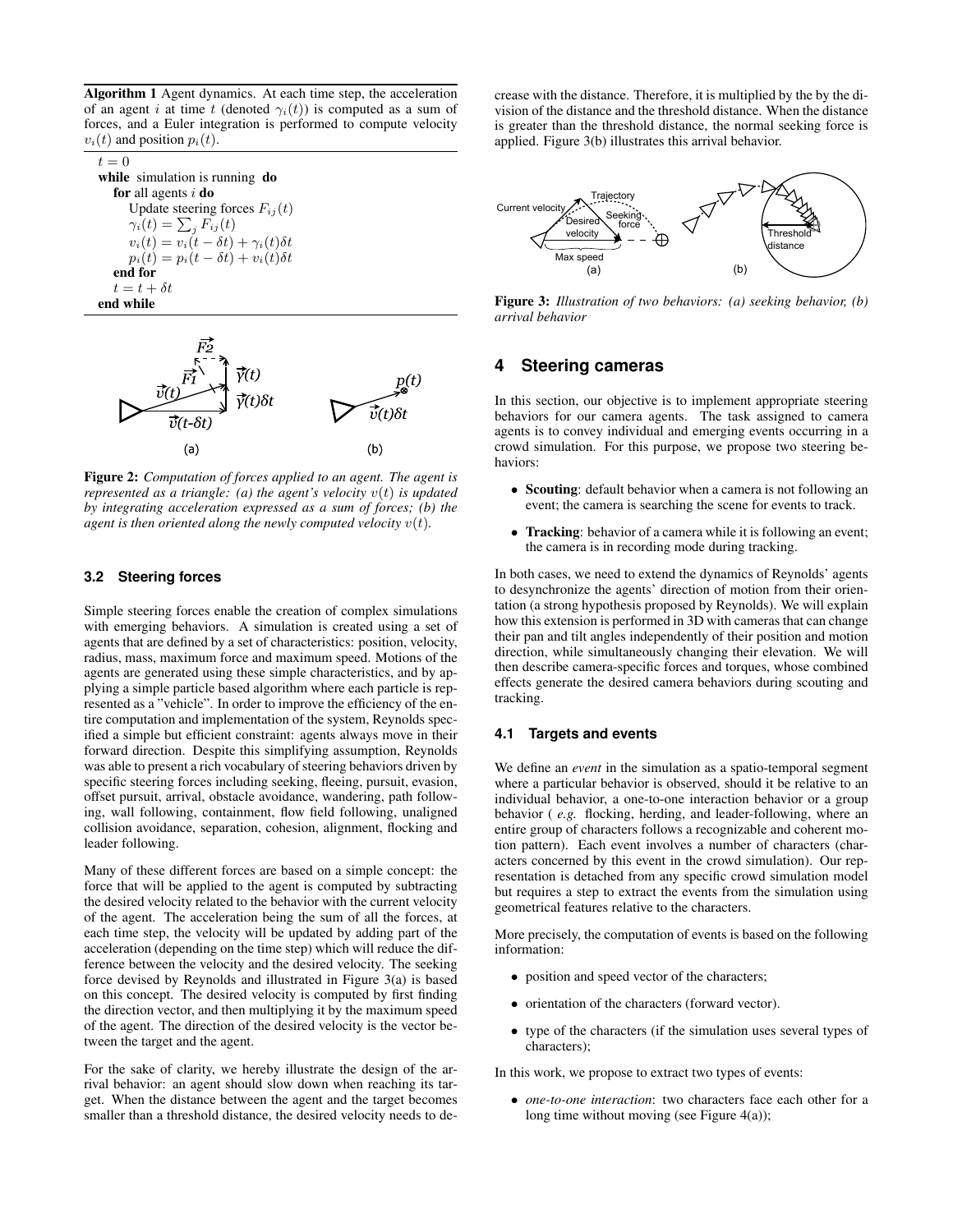**Algorithm 1** Agent dynamics. At each time step, the acceleration of an agent $i$ at time $t$ (denoted $\gamma_i(t)$) is computed as a sum of forces, and a Euler integration is performed to compute velocity $v_i(t)$ and position $p_i(t)$.

```
t = 0
while simulation is running do
    for all agents i do
        Update steering forces F_ij(t)
        γ_i(t) = Σ_j F_ij(t)
        v_i(t) = v_i(t − δt) + γ_i(t)δt
        p_i(t) = p_i(t − δt) + v_i(t)δt
    end for
    t = t + δt
end while
```

**Figure 2:** *Computation of forces applied to an agent. The agent is represented as a triangle: (a) the agent's velocity $v(t)$ is updated by integrating acceleration expressed as a sum of forces; (b) the agent is then oriented along the newly computed velocity $v(t)$.*

### 3.2 Steering forces

Simple steering forces enable the creation of complex simulations with emerging behaviors. A simulation is created using a set of agents that are defined by a set of characteristics: position, velocity, radius, mass, maximum force and maximum speed. Motions of the agents are generated using these simple characteristics, and by applying a simple particle based algorithm where each particle is represented as a "vehicle". In order to improve the efficiency of the entire computation and implementation of the system, Reynolds specified a simple but efficient constraint: agents always move in their forward direction. Despite this simplifying assumption, Reynolds was able to present a rich vocabulary of steering behaviors driven by specific steering forces including seeking, fleeing, pursuit, evasion, offset pursuit, arrival, obstacle avoidance, wandering, path following, wall following, containment, flow field following, unaligned collision avoidance, separation, cohesion, alignment, flocking and leader following.

Many of these different forces are based on a simple concept: the force that will be applied to the agent is computed by subtracting the desired velocity related to the behavior with the current velocity of the agent. The acceleration being the sum of all the forces, at each time step, the velocity will be updated by adding part of the acceleration (depending on the time step) which will reduce the difference between the velocity and the desired velocity. The seeking force devised by Reynolds and illustrated in Figure 3(a) is based on this concept. The desired velocity is computed by first finding the direction vector, and then multiplying it by the maximum speed of the agent. The direction of the desired velocity is the vector between the target and the agent.

For the sake of clarity, we hereby illustrate the design of the arrival behavior: an agent should slow down when reaching its target. When the distance between the agent and the target becomes smaller than a threshold distance, the desired velocity needs to decrease with the distance. Therefore, it is multiplied by the by the division of the distance and the threshold distance. When the distance is greater than the threshold distance, the normal seeking force is applied. Figure 3(b) illustrates this arrival behavior.

**Figure 3:** *Illustration of two behaviors: (a) seeking behavior, (b) arrival behavior*

## 4 Steering cameras

In this section, our objective is to implement appropriate steering behaviors for our camera agents. The task assigned to camera agents is to convey individual and emerging events occurring in a crowd simulation. For this purpose, we propose two steering behaviors:

- **Scouting**: default behavior when a camera is not following an event; the camera is searching the scene for events to track.
- **Tracking**: behavior of a camera while it is following an event; the camera is in recording mode during tracking.

In both cases, we need to extend the dynamics of Reynolds' agents to desynchronize the agents' direction of motion from their orientation (a strong hypothesis proposed by Reynolds). We will explain how this extension is performed in 3D with cameras that can change their pan and tilt angles independently of their position and motion direction, while simultaneously changing their elevation. We will then describe camera-specific forces and torques, whose combined effects generate the desired camera behaviors during scouting and tracking.

### 4.1 Targets and events

We define an *event* in the simulation as a spatio-temporal segment where a particular behavior is observed, should it be relative to an individual behavior, a one-to-one interaction behavior or a group behavior ( *e.g.* flocking, herding, and leader-following, where an entire group of characters follows a recognizable and coherent motion pattern). Each event involves a number of characters (characters concerned by this event in the crowd simulation). Our representation is detached from any specific crowd simulation model but requires a step to extract the events from the simulation using geometrical features relative to the characters.

More precisely, the computation of events is based on the following information:

- position and speed vector of the characters;
- orientation of the characters (forward vector).
- type of the characters (if the simulation uses several types of characters);

In this work, we propose to extract two types of events:

- *one-to-one interaction*: two characters face each other for a long time without moving (see Figure 4(a));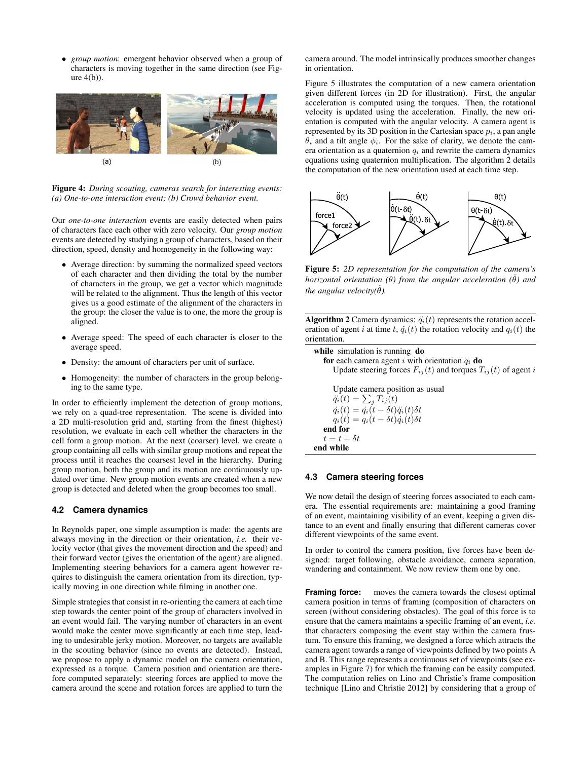- *group motion*: emergent behavior observed when a group of characters is moving together in the same direction (see Figure 4(b)).

**Figure 4:** *During scouting, cameras search for interesting events: (a) One-to-one interaction event; (b) Crowd behavior event.*

Our *one-to-one interaction* events are easily detected when pairs of characters face each other with zero velocity. Our *group motion* events are detected by studying a group of characters, based on their direction, speed, density and homogeneity in the following way:

- Average direction: by summing the normalized speed vectors of each character and then dividing the total by the number of characters in the group, we get a vector which magnitude will be related to the alignment. Thus the length of this vector gives us a good estimate of the alignment of the characters in the group: the closer the value is to one, the more the group is aligned.
- Average speed: The speed of each character is closer to the average speed.
- Density: the amount of characters per unit of surface.
- Homogeneity: the number of characters in the group belonging to the same type.

In order to efficiently implement the detection of group motions, we rely on a quad-tree representation. The scene is divided into a 2D multi-resolution grid and, starting from the finest (highest) resolution, we evaluate in each cell whether the characters in the cell form a group motion. At the next (coarser) level, we create a group containing all cells with similar group motions and repeat the process until it reaches the coarsest level in the hierarchy. During group motion, both the group and its motion are continuously updated over time. New group motion events are created when a new group is detected and deleted when the group becomes too small.

### 4.2 Camera dynamics

In Reynolds paper, one simple assumption is made: the agents are always moving in the direction or their orientation, *i.e.* their velocity vector (that gives the movement direction and the speed) and their forward vector (gives the orientation of the agent) are aligned. Implementing steering behaviors for a camera agent however requires to distinguish the camera orientation from its direction, typically moving in one direction while filming in another one.

Simple strategies that consist in re-orienting the camera at each time step towards the center point of the group of characters involved in an event would fail. The varying number of characters in an event would make the center move significantly at each time step, leading to undesirable jerky motion. Moreover, no targets are available in the scouting behavior (since no events are detected). Instead, we propose to apply a dynamic model on the camera orientation, expressed as a torque. Camera position and orientation are therefore computed separately: steering forces are applied to move the camera around the scene and rotation forces are applied to turn the camera around. The model intrinsically produces smoother changes in orientation.

Figure 5 illustrates the computation of a new camera orientation given different forces (in 2D for illustration). First, the angular acceleration is computed using the torques. Then, the rotational velocity is updated using the acceleration. Finally, the new orientation is computed with the angular velocity. A camera agent is represented by its 3D position in the Cartesian space $p_i$, a pan angle $\theta_i$ and a tilt angle $\phi_i$. For the sake of clarity, we denote the camera orientation as a quaternion $q_i$ and rewrite the camera dynamics equations using quaternion multiplication. The algorithm 2 details the computation of the new orientation used at each time step.

**Figure 5:** *2D representation for the computation of the camera's horizontal orientation ($\theta$) from the angular acceleration ($\ddot{\theta}$) and the angular velocity($\dot{\theta}$).*

**Algorithm 2** Camera dynamics: $\ddot{q}_i(t)$ represents the rotation acceleration of agent $i$ at time $t$, $\dot{q}_i(t)$ the rotation velocity and $q_i(t)$ the orientation.

**while** simulation is running **do**
  **for** each camera agent $i$ with orientation $q_i$ **do**
    Update steering forces $F_{ij}(t)$ and torques $T_{ij}(t)$ of agent $i$

    Update camera position as usual
    $\ddot{q}_i(t) = \sum_j T_{ij}(t)$
    $\dot{q}_i(t) = \dot{q}_i(t-\delta t)\ddot{q}_i(t)\delta t$
    $q_i(t) = q_i(t-\delta t)\dot{q}_i(t)\delta t$
  **end for**
  $t = t + \delta t$
**end while**

### 4.3 Camera steering forces

We now detail the design of steering forces associated to each camera. The essential requirements are: maintaining a good framing of an event, maintaining visibility of an event, keeping a given distance to an event and finally ensuring that different cameras cover different viewpoints of the same event.

In order to control the camera position, five forces have been designed: target following, obstacle avoidance, camera separation, wandering and containment. We now review them one by one.

**Framing force:** moves the camera towards the closest optimal camera position in terms of framing (composition of characters on screen (without considering obstacles). The goal of this force is to ensure that the camera maintains a specific framing of an event, *i.e.* that characters composing the event stay within the camera frustum. To ensure this framing, we designed a force which attracts the camera agent towards a range of viewpoints defined by two points A and B. This range represents a continuous set of viewpoints (see examples in Figure 7) for which the framing can be easily computed. The computation relies on Lino and Christie's frame composition technique [Lino and Christie 2012] by considering that a group of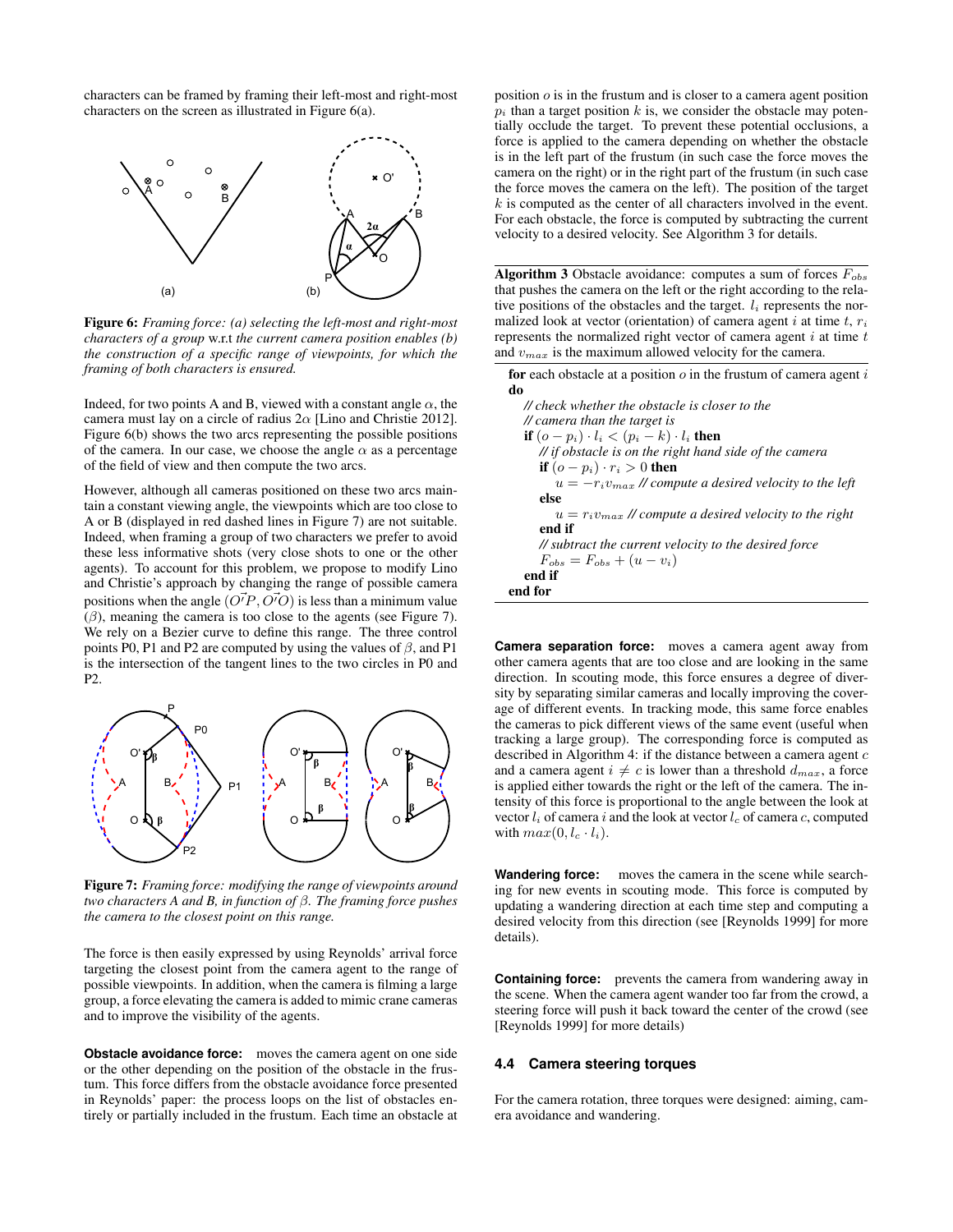characters can be framed by framing their left-most and right-most characters on the screen as illustrated in Figure 6(a).

**Figure 6:** *Framing force: (a) selecting the left-most and right-most characters of a group* w.r.t *the current camera position enables (b) the construction of a specific range of viewpoints, for which the framing of both characters is ensured.*

Indeed, for two points A and B, viewed with a constant angle $\alpha$, the camera must lay on a circle of radius $2\alpha$ [Lino and Christie 2012]. Figure 6(b) shows the two arcs representing the possible positions of the camera. In our case, we choose the angle $\alpha$ as a percentage of the field of view and then compute the two arcs.

However, although all cameras positioned on these two arcs maintain a constant viewing angle, the viewpoints which are too close to A or B (displayed in red dashed lines in Figure 7) are not suitable. Indeed, when framing a group of two characters we prefer to avoid these less informative shots (very close shots to one or the other agents). To account for this problem, we propose to modify Lino and Christie's approach by changing the range of possible camera positions when the angle $(\vec{O'P}, \vec{O'O})$ is less than a minimum value ($\beta$), meaning the camera is too close to the agents (see Figure 7). We rely on a Bezier curve to define this range. The three control points P0, P1 and P2 are computed by using the values of $\beta$, and P1 is the intersection of the tangent lines to the two circles in P0 and P2.

**Figure 7:** *Framing force: modifying the range of viewpoints around two characters A and B, in function of $\beta$. The framing force pushes the camera to the closest point on this range.*

The force is then easily expressed by using Reynolds' arrival force targeting the closest point from the camera agent to the range of possible viewpoints. In addition, when the camera is filming a large group, a force elevating the camera is added to mimic crane cameras and to improve the visibility of the agents.

**Obstacle avoidance force:** moves the camera agent on one side or the other depending on the position of the obstacle in the frustum. This force differs from the obstacle avoidance force presented in Reynolds' paper: the process loops on the list of obstacles entirely or partially included in the frustum. Each time an obstacle at position $o$ is in the frustum and is closer to a camera agent position $p_i$ than a target position $k$ is, we consider the obstacle may potentially occlude the target. To prevent these potential occlusions, a force is applied to the camera depending on whether the obstacle is in the left part of the frustum (in such case the force moves the camera on the right) or in the right part of the frustum (in such case the force moves the camera on the left). The position of the target $k$ is computed as the center of all characters involved in the event. For each obstacle, the force is computed by subtracting the current velocity to a desired velocity. See Algorithm 3 for details.

**Algorithm 3** Obstacle avoidance: computes a sum of forces $F_{obs}$ that pushes the camera on the left or the right according to the relative positions of the obstacles and the target. $l_i$ represents the normalized look at vector (orientation) of camera agent $i$ at time $t$, $r_i$ represents the normalized right vector of camera agent $i$ at time $t$ and $v_{max}$ is the maximum allowed velocity for the camera.

```
for each obstacle at a position o in the frustum of camera agent i do
    // check whether the obstacle is closer to the
    // camera than the target is
    if (o − p_i) · l_i < (p_i − k) · l_i then
        // if obstacle is on the right hand side of the camera
        if (o − p_i) · r_i > 0 then
            u = −r_i v_max // compute a desired velocity to the left
        else
            u = r_i v_max // compute a desired velocity to the right
        end if
        // subtract the current velocity to the desired force
        F_obs = F_obs + (u − v_i)
    end if
end for
```

**Camera separation force:** moves a camera agent away from other camera agents that are too close and are looking in the same direction. In scouting mode, this force ensures a degree of diversity by separating similar cameras and locally improving the coverage of different events. In tracking mode, this same force enables the cameras to pick different views of the same event (useful when tracking a large group). The corresponding force is computed as described in Algorithm 4: if the distance between a camera agent $c$ and a camera agent $i \neq c$ is lower than a threshold $d_{max}$, a force is applied either towards the right or the left of the camera. The intensity of this force is proportional to the angle between the look at vector $l_i$ of camera $i$ and the look at vector $l_c$ of camera $c$, computed with $max(0, l_c \cdot l_i)$.

**Wandering force:** moves the camera in the scene while searching for new events in scouting mode. This force is computed by updating a wandering direction at each time step and computing a desired velocity from this direction (see [Reynolds 1999] for more details).

**Containing force:** prevents the camera from wandering away in the scene. When the camera agent wander too far from the crowd, a steering force will push it back toward the center of the crowd (see [Reynolds 1999] for more details)

### 4.4 Camera steering torques

For the camera rotation, three torques were designed: aiming, camera avoidance and wandering.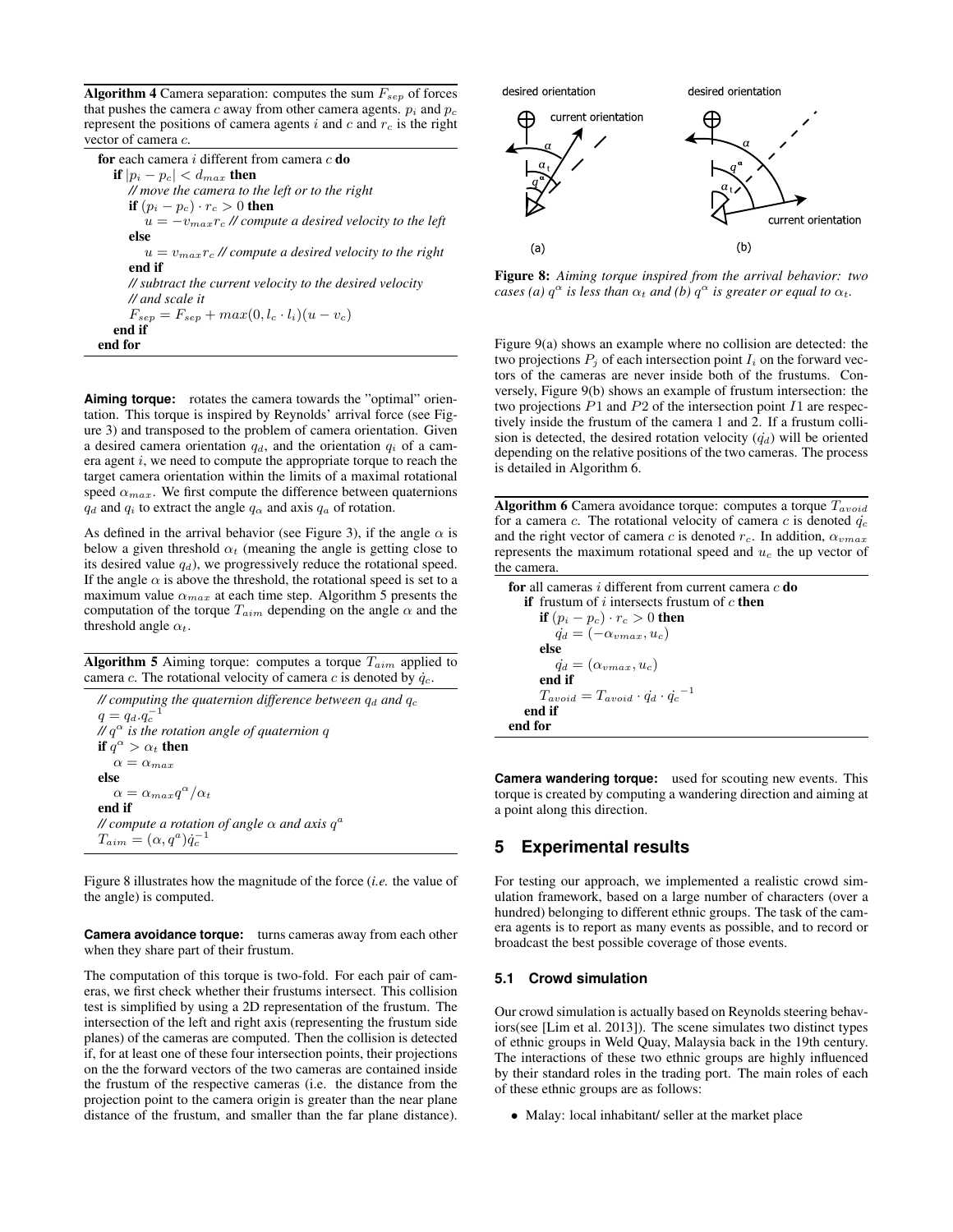**Algorithm 4** Camera separation: computes the sum $F_{sep}$ of forces that pushes the camera $c$ away from other camera agents. $p_i$ and $p_c$ represent the positions of camera agents $i$ and $c$ and $r_c$ is the right vector of camera $c$.

```
for each camera i different from camera c do
  if |p_i − p_c| < d_max then
    // move the camera to the left or to the right
    if (p_i − p_c) · r_c > 0 then
      u = −v_max r_c // compute a desired velocity to the left
    else
      u = v_max r_c // compute a desired velocity to the right
    end if
    // subtract the current velocity to the desired velocity
    // and scale it
    F_sep = F_sep + max(0, l_c · l_i)(u − v_c)
  end if
end for
```

**Aiming torque:** rotates the camera towards the "optimal" orientation. This torque is inspired by Reynolds' arrival force (see Figure 3) and transposed to the problem of camera orientation. Given a desired camera orientation $q_d$, and the orientation $q_i$ of a camera agent $i$, we need to compute the appropriate torque to reach the target camera orientation within the limits of a maximal rotational speed $\alpha_{max}$. We first compute the difference between quaternions $q_d$ and $q_i$ to extract the angle $q_\alpha$ and axis $q_a$ of rotation.

As defined in the arrival behavior (see Figure 3), if the angle $\alpha$ is below a given threshold $\alpha_t$ (meaning the angle is getting close to its desired value $q_d$), we progressively reduce the rotational speed. If the angle $\alpha$ is above the threshold, the rotational speed is set to a maximum value $\alpha_{max}$ at each time step. Algorithm 5 presents the computation of the torque $T_{aim}$ depending on the angle $\alpha$ and the threshold angle $\alpha_t$.

**Algorithm 5** Aiming torque: computes a torque $T_{aim}$ applied to camera $c$. The rotational velocity of camera $c$ is denoted by $\dot{q}_c$.

```
// computing the quaternion difference between q_d and q_c
q = q_d.q_c^{-1}
// q^α is the rotation angle of quaternion q
if q^α > α_t then
  α = α_max
else
  α = α_max q^α / α_t
end if
// compute a rotation of angle α and axis q^a
T_aim = (α, q^a) q̇_c^{-1}
```

Figure 8 illustrates how the magnitude of the force (*i.e.* the value of the angle) is computed.

**Camera avoidance torque:** turns cameras away from each other when they share part of their frustum.

The computation of this torque is two-fold. For each pair of cameras, we first check whether their frustums intersect. This collision test is simplified by using a 2D representation of the frustum. The intersection of the left and right axis (representing the frustum side planes) of the cameras are computed. Then the collision is detected if, for at least one of these four intersection points, their projections on the the forward vectors of the two cameras are contained inside the frustum of the respective cameras (i.e. the distance from the projection point to the camera origin is greater than the near plane distance of the frustum, and smaller than the far plane distance).

**Figure 8:** *Aiming torque inspired from the arrival behavior: two cases (a) $q^\alpha$ is less than $\alpha_t$ and (b) $q^\alpha$ is greater or equal to $\alpha_t$.*

Figure 9(a) shows an example where no collision are detected: the two projections $P_j$ of each intersection point $I_i$ on the forward vectors of the cameras are never inside both of the frustums. Conversely, Figure 9(b) shows an example of frustum intersection: the two projections $P1$ and $P2$ of the intersection point $I1$ are respectively inside the frustum of the camera 1 and 2. If a frustum collision is detected, the desired rotation velocity ($\dot{q_d}$) will be oriented depending on the relative positions of the two cameras. The process is detailed in Algorithm 6.

**Algorithm 6** Camera avoidance torque: computes a torque $T_{avoid}$ for a camera $c$. The rotational velocity of camera $c$ is denoted $\dot{q_c}$ and the right vector of camera $c$ is denoted $r_c$. In addition, $\alpha_{vmax}$ represents the maximum rotational speed and $u_c$ the up vector of the camera.

```
for all cameras i different from current camera c do
  if frustum of i intersects frustum of c then
    if (p_i − p_c) · r_c > 0 then
      q̇_d = (−α_vmax, u_c)
    else
      q̇_d = (α_vmax, u_c)
    end if
    T_avoid = T_avoid · q̇_d · q̇_c^{-1}
  end if
end for
```

**Camera wandering torque:** used for scouting new events. This torque is created by computing a wandering direction and aiming at a point along this direction.

## 5 Experimental results

For testing our approach, we implemented a realistic crowd simulation framework, based on a large number of characters (over a hundred) belonging to different ethnic groups. The task of the camera agents is to report as many events as possible, and to record or broadcast the best possible coverage of those events.

### 5.1 Crowd simulation

Our crowd simulation is actually based on Reynolds steering behaviors(see [Lim et al. 2013]). The scene simulates two distinct types of ethnic groups in Weld Quay, Malaysia back in the 19th century. The interactions of these two ethnic groups are highly influenced by their standard roles in the trading port. The main roles of each of these ethnic groups are as follows:

- Malay: local inhabitant/ seller at the market place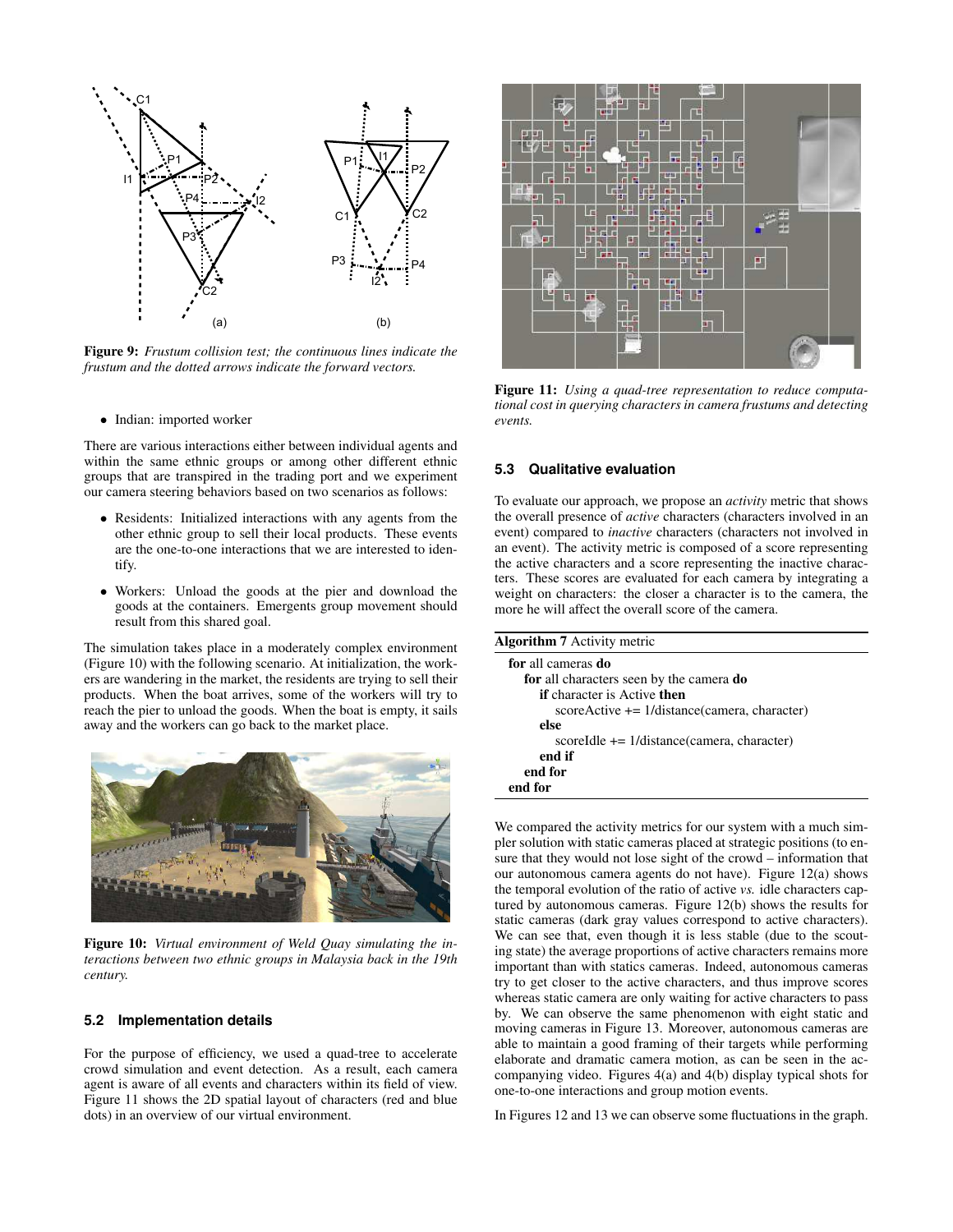Figure 9: *Frustum collision test; the continuous lines indicate the frustum and the dotted arrows indicate the forward vectors.*

- Indian: imported worker

There are various interactions either between individual agents and within the same ethnic groups or among other different ethnic groups that are transpired in the trading port and we experiment our camera steering behaviors based on two scenarios as follows:

- Residents: Initialized interactions with any agents from the other ethnic group to sell their local products. These events are the one-to-one interactions that we are interested to identify.
- Workers: Unload the goods at the pier and download the goods at the containers. Emergents group movement should result from this shared goal.

The simulation takes place in a moderately complex environment (Figure 10) with the following scenario. At initialization, the workers are wandering in the market, the residents are trying to sell their products. When the boat arrives, some of the workers will try to reach the pier to unload the goods. When the boat is empty, it sails away and the workers can go back to the market place.

Figure 10: *Virtual environment of Weld Quay simulating the interactions between two ethnic groups in Malaysia back in the 19th century.*

### 5.2 Implementation details

For the purpose of efficiency, we used a quad-tree to accelerate crowd simulation and event detection. As a result, each camera agent is aware of all events and characters within its field of view. Figure 11 shows the 2D spatial layout of characters (red and blue dots) in an overview of our virtual environment.

Figure 11: *Using a quad-tree representation to reduce computational cost in querying characters in camera frustums and detecting events.*

### 5.3 Qualitative evaluation

To evaluate our approach, we propose an *activity* metric that shows the overall presence of *active* characters (characters involved in an event) compared to *inactive* characters (characters not involved in an event). The activity metric is composed of a score representing the active characters and a score representing the inactive characters. These scores are evaluated for each camera by integrating a weight on characters: the closer a character is to the camera, the more he will affect the overall score of the camera.

**Algorithm 7** Activity metric

```
for all cameras do
    for all characters seen by the camera do
        if character is Active then
            scoreActive += 1/distance(camera, character)
        else
            scoreIdle += 1/distance(camera, character)
        end if
    end for
end for
```

We compared the activity metrics for our system with a much simpler solution with static cameras placed at strategic positions (to ensure that they would not lose sight of the crowd – information that our autonomous camera agents do not have). Figure 12(a) shows the temporal evolution of the ratio of active *vs.* idle characters captured by autonomous cameras. Figure 12(b) shows the results for static cameras (dark gray values correspond to active characters). We can see that, even though it is less stable (due to the scouting state) the average proportions of active characters remains more important than with statics cameras. Indeed, autonomous cameras try to get closer to the active characters, and thus improve scores whereas static camera are only waiting for active characters to pass by. We can observe the same phenomenon with eight static and moving cameras in Figure 13. Moreover, autonomous cameras are able to maintain a good framing of their targets while performing elaborate and dramatic camera motion, as can be seen in the accompanying video. Figures 4(a) and 4(b) display typical shots for one-to-one interactions and group motion events.

In Figures 12 and 13 we can observe some fluctuations in the graph.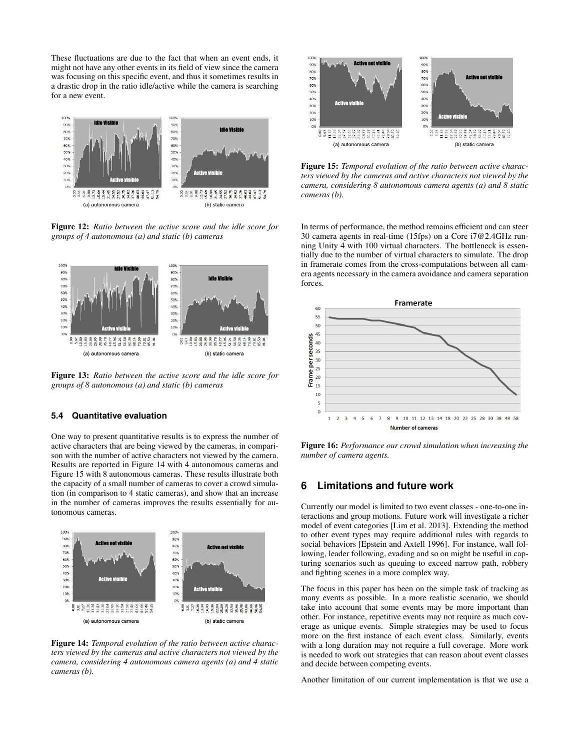These fluctuations are due to the fact that when an event ends, it might not have any other events in its field of view since the camera was focusing on this specific event, and thus it sometimes results in a drastic drop in the ratio idle/active while the camera is searching for a new event.

**Figure 12:** *Ratio between the active score and the idle score for groups of 4 autonomous (a) and static (b) cameras*

**Figure 13:** *Ratio between the active score and the idle score for groups of 8 autonomous (a) and static (b) cameras*

### 5.4 Quantitative evaluation

One way to present quantitative results is to express the number of active characters that are being viewed by the cameras, in comparison with the number of active characters not viewed by the camera. Results are reported in Figure 14 with 4 autonomous cameras and Figure 15 with 8 autonomous cameras. These results illustrate both the capacity of a small number of cameras to cover a crowd simulation (in comparison to 4 static cameras), and show that an increase in the number of cameras improves the results essentially for autonomous cameras.

**Figure 14:** *Temporal evolution of the ratio between active characters viewed by the cameras and active characters not viewed by the camera, considering 4 autonomous camera agents (a) and 4 static cameras (b).*

**Figure 15:** *Temporal evolution of the ratio between active characters viewed by the cameras and active characters not viewed by the camera, considering 8 autonomous camera agents (a) and 8 static cameras (b).*

In terms of performance, the method remains efficient and can steer 30 camera agents in real-time (15fps) on a Core i7@2.4GHz running Unity 4 with 100 virtual characters. The bottleneck is essentially due to the number of virtual characters to simulate. The drop in framerate comes from the cross-computations between all camera agents necessary in the camera avoidance and camera separation forces.

**Figure 16:** *Performance our crowd simulation when increasing the number of camera agents.*

## 6 Limitations and future work

Currently our model is limited to two event classes - one-to-one interactions and group motions. Future work will investigate a richer model of event categories [Lim et al. 2013]. Extending the method to other event types may require additional rules with regards to social behaviors [Epstein and Axtell 1996]. For instance, wall following, leader following, evading and so on might be useful in capturing scenarios such as queuing to exceed narrow path, robbery and fighting scenes in a more complex way.

The focus in this paper has been on the simple task of tracking as many events as possible. In a more realistic scenario, we should take into account that some events may be more important than other. For instance, repetitive events may not require as much coverage as unique events. Simple strategies may be used to focus more on the first instance of each event class. Similarly, events with a long duration may not require a full coverage. More work is needed to work out strategies that can reason about event classes and decide between competing events.

Another limitation of our current implementation is that we use a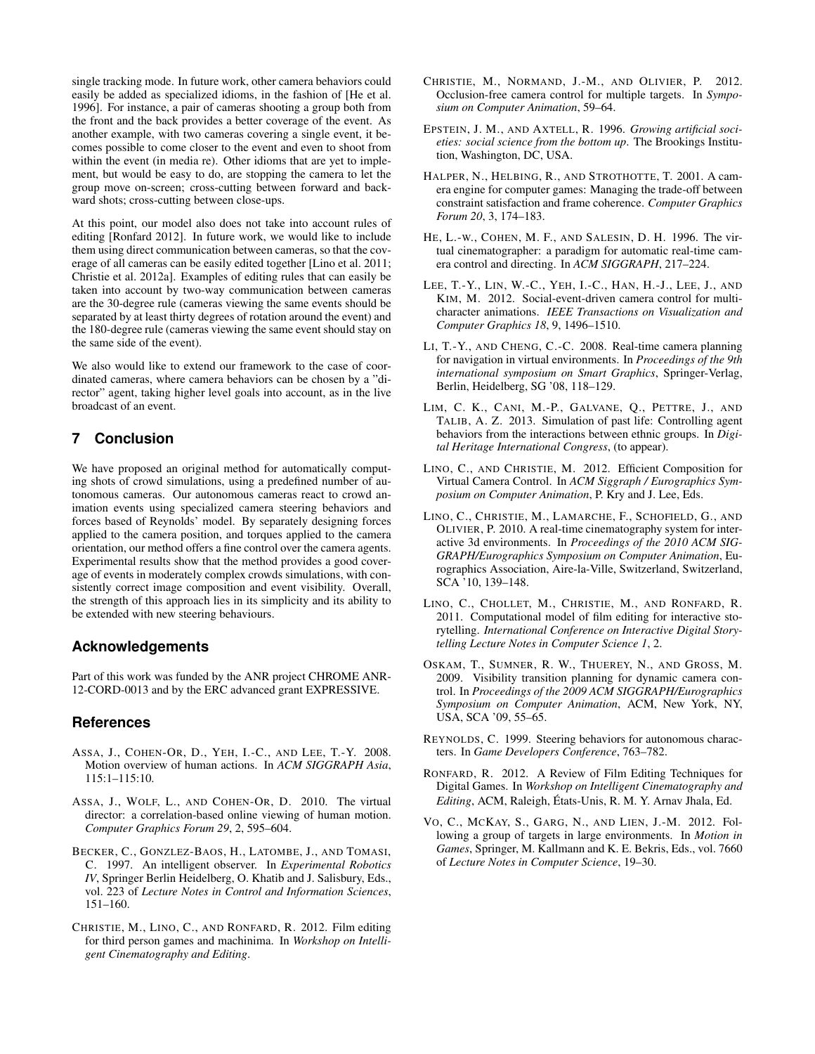single tracking mode. In future work, other camera behaviors could easily be added as specialized idioms, in the fashion of [He et al. 1996]. For instance, a pair of cameras shooting a group both from the front and the back provides a better coverage of the event. As another example, with two cameras covering a single event, it becomes possible to come closer to the event and even to shoot from within the event (in media re). Other idioms that are yet to implement, but would be easy to do, are stopping the camera to let the group move on-screen; cross-cutting between forward and backward shots; cross-cutting between close-ups.

At this point, our model also does not take into account rules of editing [Ronfard 2012]. In future work, we would like to include them using direct communication between cameras, so that the coverage of all cameras can be easily edited together [Lino et al. 2011; Christie et al. 2012a]. Examples of editing rules that can easily be taken into account by two-way communication between cameras are the 30-degree rule (cameras viewing the same events should be separated by at least thirty degrees of rotation around the event) and the 180-degree rule (cameras viewing the same event should stay on the same side of the event).

We also would like to extend our framework to the case of coordinated cameras, where camera behaviors can be chosen by a "director" agent, taking higher level goals into account, as in the live broadcast of an event.

## 7 Conclusion

We have proposed an original method for automatically computing shots of crowd simulations, using a predefined number of autonomous cameras. Our autonomous cameras react to crowd animation events using specialized camera steering behaviors and forces based of Reynolds' model. By separately designing forces applied to the camera position, and torques applied to the camera orientation, our method offers a fine control over the camera agents. Experimental results show that the method provides a good coverage of events in moderately complex crowds simulations, with consistently correct image composition and event visibility. Overall, the strength of this approach lies in its simplicity and its ability to be extended with new steering behaviours.

## Acknowledgements

Part of this work was funded by the ANR project CHROME ANR-12-CORD-0013 and by the ERC advanced grant EXPRESSIVE.

## References

Assa, J., Cohen-Or, D., Yeh, I.-C., and Lee, T.-Y. 2008. Motion overview of human actions. In *ACM SIGGRAPH Asia*, 115:1–115:10.

Assa, J., Wolf, L., and Cohen-Or, D. 2010. The virtual director: a correlation-based online viewing of human motion. *Computer Graphics Forum 29*, 2, 595–604.

Becker, C., Gonzlez-Baos, H., Latombe, J., and Tomasi, C. 1997. An intelligent observer. In *Experimental Robotics IV*, Springer Berlin Heidelberg, O. Khatib and J. Salisbury, Eds., vol. 223 of *Lecture Notes in Control and Information Sciences*, 151–160.

Christie, M., Lino, C., and Ronfard, R. 2012. Film editing for third person games and machinima. In *Workshop on Intelligent Cinematography and Editing*.

Christie, M., Normand, J.-M., and Olivier, P. 2012. Occlusion-free camera control for multiple targets. In *Symposium on Computer Animation*, 59–64.

Epstein, J. M., and Axtell, R. 1996. *Growing artificial societies: social science from the bottom up*. The Brookings Institution, Washington, DC, USA.

Halper, N., Helbing, R., and Strothotte, T. 2001. A camera engine for computer games: Managing the trade-off between constraint satisfaction and frame coherence. *Computer Graphics Forum 20*, 3, 174–183.

He, L.-w., Cohen, M. F., and Salesin, D. H. 1996. The virtual cinematographer: a paradigm for automatic real-time camera control and directing. In *ACM SIGGRAPH*, 217–224.

Lee, T.-Y., Lin, W.-C., Yeh, I.-C., Han, H.-J., Lee, J., and Kim, M. 2012. Social-event-driven camera control for multicharacter animations. *IEEE Transactions on Visualization and Computer Graphics 18*, 9, 1496–1510.

Li, T.-Y., and Cheng, C.-C. 2008. Real-time camera planning for navigation in virtual environments. In *Proceedings of the 9th international symposium on Smart Graphics*, Springer-Verlag, Berlin, Heidelberg, SG '08, 118–129.

Lim, C. K., Cani, M.-P., Galvane, Q., Pettre, J., and Talib, A. Z. 2013. Simulation of past life: Controlling agent behaviors from the interactions between ethnic groups. In *Digital Heritage International Congress*, (to appear).

Lino, C., and Christie, M. 2012. Efficient Composition for Virtual Camera Control. In *ACM Siggraph / Eurographics Symposium on Computer Animation*, P. Kry and J. Lee, Eds.

Lino, C., Christie, M., Lamarche, F., Schofield, G., and Olivier, P. 2010. A real-time cinematography system for interactive 3d environments. In *Proceedings of the 2010 ACM SIGGRAPH/Eurographics Symposium on Computer Animation*, Eurographics Association, Aire-la-Ville, Switzerland, Switzerland, SCA '10, 139–148.

Lino, C., Chollet, M., Christie, M., and Ronfard, R. 2011. Computational model of film editing for interactive storytelling. *International Conference on Interactive Digital Storytelling Lecture Notes in Computer Science 1*, 2.

Oskam, T., Sumner, R. W., Thuerey, N., and Gross, M. 2009. Visibility transition planning for dynamic camera control. In *Proceedings of the 2009 ACM SIGGRAPH/Eurographics Symposium on Computer Animation*, ACM, New York, NY, USA, SCA '09, 55–65.

Reynolds, C. 1999. Steering behaviors for autonomous characters. In *Game Developers Conference*, 763–782.

Ronfard, R. 2012. A Review of Film Editing Techniques for Digital Games. In *Workshop on Intelligent Cinematography and Editing*, ACM, Raleigh, États-Unis, R. M. Y. Arnav Jhala, Ed.

Vo, C., McKay, S., Garg, N., and Lien, J.-M. 2012. Following a group of targets in large environments. In *Motion in Games*, Springer, M. Kallmann and K. E. Bekris, Eds., vol. 7660 of *Lecture Notes in Computer Science*, 19–30.